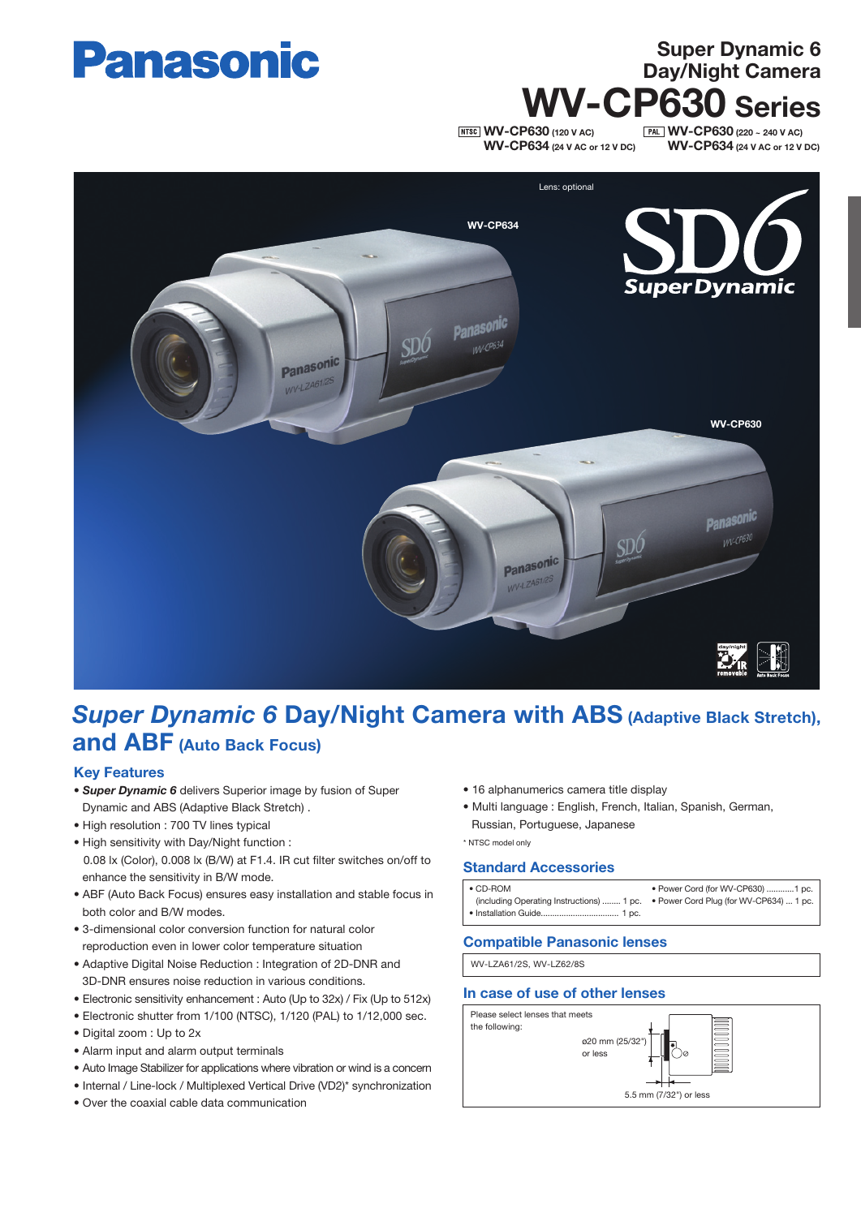# Panasonic

## Super Dynamic 6 Day/Night Camera

# WV-CP630 Series

NTSC **WV-CP630** (120 V AC)
**WV-CP634** (24 V AC or 12 V DC)

PAL **WV-CP630** (220 ~ 240 V AC)
**WV-CP634** (24 V AC or 12 V DC)

Lens: optional

WV-CP634

WV-CP630

## *Super Dynamic 6* Day/Night Camera with ABS (Adaptive Black Stretch), and ABF (Auto Back Focus)

### Key Features

- ***Super Dynamic 6*** delivers Superior image by fusion of Super Dynamic and ABS (Adaptive Black Stretch) .
- High resolution : 700 TV lines typical
- High sensitivity with Day/Night function : 0.08 lx (Color), 0.008 lx (B/W) at F1.4. IR cut filter switches on/off to enhance the sensitivity in B/W mode.
- ABF (Auto Back Focus) ensures easy installation and stable focus in both color and B/W modes.
- 3-dimensional color conversion function for natural color reproduction even in lower color temperature situation
- Adaptive Digital Noise Reduction : Integration of 2D-DNR and 3D-DNR ensures noise reduction in various conditions.
- Electronic sensitivity enhancement : Auto (Up to 32x) / Fix (Up to 512x)
- Electronic shutter from 1/100 (NTSC), 1/120 (PAL) to 1/12,000 sec.
- Digital zoom : Up to 2x
- Alarm input and alarm output terminals
- Auto Image Stabilizer for applications where vibration or wind is a concern
- Internal / Line-lock / Multiplexed Vertical Drive (VD2)* synchronization
- Over the coaxial cable data communication
- 16 alphanumerics camera title display
- Multi language : English, French, Italian, Spanish, German, Russian, Portuguese, Japanese

\* NTSC model only

### Standard Accessories

| | |
|---|---|
| • CD-ROM (including Operating Instructions) ........ 1 pc. | • Power Cord (for WV-CP630) ............1 pc. |
| • Installation Guide.................................. 1 pc. | • Power Cord Plug (for WV-CP634) ... 1 pc. |

### Compatible Panasonic lenses

WV-LZA61/2S, WV-LZ62/8S

### In case of use of other lenses

Please select lenses that meets the following:

ø20 mm (25/32") or less

5.5 mm (7/32") or less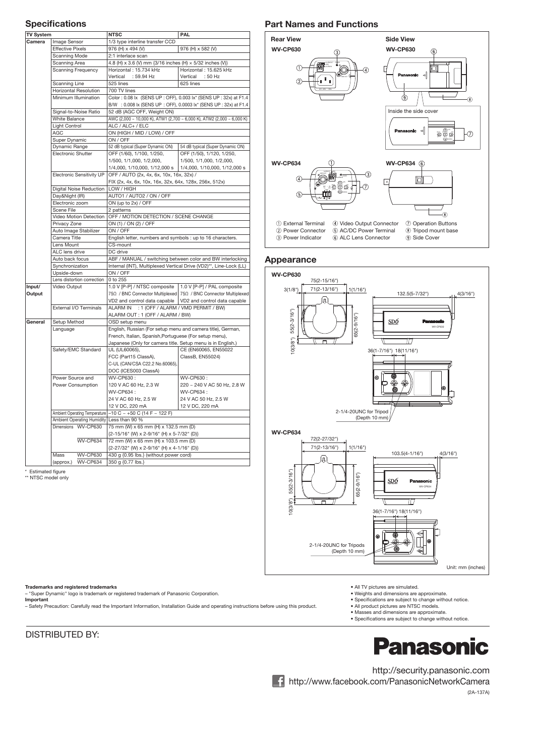## Specifications

| TV System | | NTSC | PAL |
|---|---|---|---|
| Camera | Image Sensor | 1/3 type interline transfer CCD | |
| | Effective Pixels | 976 (H) x 494 (V) | 976 (H) x 582 (V) |
| | Scanning Mode | 2:1 interlace scan | |
| | Scanning Area | 4.8 (H) x 3.6 (V) mm {3/16 inches (H) × 5/32 inches (V)} | |
| | Scanning Frequency | Horizontal : 15.734 kHz<br>Vertical : 59.94 Hz | Horizontal : 15.625 kHz<br>Vertical : 50 Hz |
| | Scanning Line | 525 lines | 625 lines |
| | Horizontal Resolution | 700 TV lines | |
| | Minimum Illumination | Color : 0.08 lx (SENS UP : OFF), 0.003 lx* (SENS UP : 32x) at F1.4<br>B/W : 0.008 lx (SENS UP : OFF), 0.0003 lx* (SENS UP : 32x) at F1.4 | |
| | Signal-to-Noise Ratio | 52 dB (AGC OFF, Weight ON) | |
| | White Balance | AWC (2,000 – 10,000 K), ATW1 (2,700 – 6,000 K), ATW2 (2,000 – 6,000 K) | |
| | Light Control | ALC / ALC+ / ELC | |
| | AGC | ON (HIGH / MID / LOW) / OFF | |
| | Super Dynamic | ON / OFF | |
| | Dynamic Range | 52 dB typical (Super Dynamic ON) | 54 dB typical (Super Dynamic ON) |
| | Electronic Shutter | OFF (1/60), 1/100, 1/250, 1/500, 1/1,000, 1/2,000, 1/4,000, 1/10,000, 1/12,000 s | OFF (1/50), 1/120, 1/250, 1/500, 1/1,000, 1/2,000, 1/4,000, 1/10,000, 1/12,000 s |
| | Electronic Sensitivity UP | OFF / AUTO (2x, 4x, 6x, 10x, 16x, 32x) /<br>FIX (2x, 4x, 6x, 10x, 16x, 32x, 64x, 128x, 256x, 512x) | |
| | Digital Noise Reduction | LOW / HIGH | |
| | Day&Night (IR) | AUTO1 / AUTO2 / ON / OFF | |
| | Electronic zoom | ON (up to 2x) / OFF | |
| | Scene File | 2 patterns | |
| | Video Motion Detection | OFF / MOTION DETECTION / SCENE CHANGE | |
| | Privacy Zone | ON (1) / ON (2) / OFF | |
| | Auto Image Stabilizer | ON / OFF | |
| | Camera Title | English letter, numbers and symbols : up to 16 characters. | |
| | Lens Mount | CS-mount | |
| | ALC lens drive | DC drive | |
| | Auto back focus | ABF / MANUAL / switching between color and BW interlocking | |
| | Synchronization | Internal (INT), Multiplexed Vertical Drive (VD2)**, Line-Lock (LL) | |
| | Upside-down | ON / OFF | |
| | Lens distortion correction | 0 to 255 | |
| Input/ Output | Video Output | 1.0 V [P-P] / NTSC composite 75Ω / BNC Connector Multiplexed VD2 and control data capable | 1.0 V [P-P] / PAL composite 75Ω / BNC Connector Multiplexed VD2 and control data capable |
| | External I/O Terminals | ALARM IN : 1 (OFF / ALARM / VMD PERMIT / BW)<br>ALARM OUT : 1 (OFF / ALARM / BW) | |
| General | Setup Method | OSD setup menu | |
| | Language | English, Russian (For setup menu and camera title), German, French, Italian, Spanish,Portuguese (For setup menu), Japanese (Only for camera title. Setup menu is in English.) | |
| | Safety/EMC Standard | UL (UL60065), FCC (Part15 ClassA), C-UL (CAN/CSA C22.2 No.60065), DOC (ICES003 ClassA) | CE (EN60065, EN55022 ClassB, EN55024) |
| | Power Source and Power Consumption | WV-CP630 :<br>120 V AC 60 Hz, 2.3 W<br>WV-CP634 :<br>24 V AC 60 Hz, 2.5 W<br>12 V DC, 220 mA | WV-CP630 :<br>220 – 240 V AC 50 Hz, 2.8 W<br>WV-CP634 :<br>24 V AC 50 Hz, 2.5 W<br>12 V DC, 220 mA |
| | Ambient Operating Temperature | –10 C – +50 C (14 F – 122 F) | |
| | Ambient Operating Humidity | Less than 90 % | |
| | Dimensions WV-CP630 | 75 mm (W) x 65 mm (H) x 132.5 mm (D)<br>{2-15/16" (W) x 2-9/16" (H) x 5-7/32" (D)} | |
| | WV-CP634 | 72 mm (W) x 65 mm (H) x 103.5 mm (D)<br>{2-27/32" (W) x 2-9/16" (H) x 4-1/16" (D)} | |
| | Mass (approx.) WV-CP630 | 430 g {0.95 lbs.} (without power cord) | |
| | WV-CP634 | 350 g {0.77 lbs.} | |

\* Estimated figure
\*\* NTSC model only

## Part Names and Functions

Rear View
WV-CP630

Side View
WV-CP630

Inside the side cover

WV-CP634

WV-CP634

① External Terminal
② Power Connector
③ Power Indicator
④ Video Output Connector
⑤ AC/DC Power Terminal
⑥ ALC Lens Connector
⑦ Operation Buttons
⑧ Tripod mount base
⑨ Side Cover

## Appearance

WV-CP630

75(2-15/16")
3(1/8")
71(2-13/16")
1(1/16")
132.5(5-7/32")
4(3/16")
55(2-3/16")
65(2-9/16")
10(3/8")
36(1-7/16") 18(11/16")
2-1/4-20UNC for Tripod (Depth 10 mm)

WV-CP634

72(2-27/32")
71(2-13/16")
1(1/16")
103.5(4-1/16")
4(3/16")
55(2-3/16")
65(2-9/16")
10(3/8")
36(1-7/16") 18(11/16")
2-1/4-20UNC for Tripods (Depth 10 mm)

Unit: mm (inches)

**Trademarks and registered trademarks**
– "Super Dynamic" logo is trademark or registered trademark of Panasonic Corporation.
**Important**
– Safety Precaution: Carefully read the Important Information, Installation Guide and operating instructions before using this product.

- All TV pictures are simulated.
- Weights and dimensions are approximate.
- Specifications are subject to change without notice.
- All product pictures are NTSC models.
- Masses and dimensions are approximate.
- Specifications are subject to change without notice.

DISTRIBUTED BY:

Panasonic

http://security.panasonic.com
http://www.facebook.com/PanasonicNetworkCamera

(2A-137A)